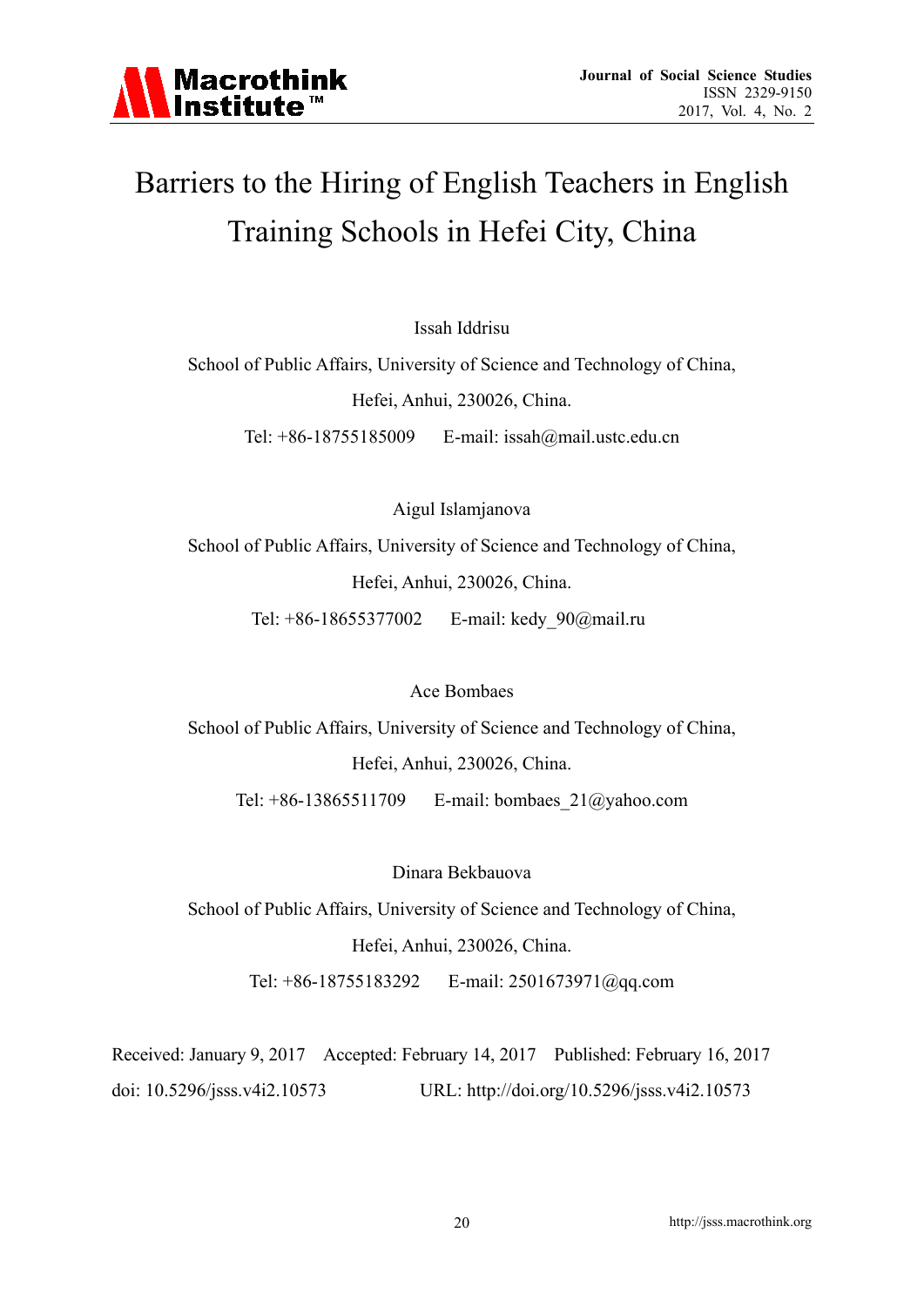# Barriers to the Hiring of English Teachers in English Training Schools in Hefei City, China

Issah Iddrisu

School of Public Affairs, University of Science and Technology of China,

Hefei, Anhui, 230026, China.

Tel: +86-18755185009 E-mail: issah@mail.ustc.edu.cn

Aigul Islamjanova

School of Public Affairs, University of Science and Technology of China,

Hefei, Anhui, 230026, China.

Tel: +86-18655377002 E-mail: kedy_90@mail.ru

Ace Bombaes

School of Public Affairs, University of Science and Technology of China,

Hefei, Anhui, 230026, China.

Tel: +86-13865511709 E-mail: bombaes_21@yahoo.com

Dinara Bekbauova

School of Public Affairs, University of Science and Technology of China,

Hefei, Anhui, 230026, China.

Tel: +86-18755183292 E-mail: 2501673971@qq.com

Received: January 9, 2017 Accepted: February 14, 2017 Published: February 16, 2017

doi: 10.5296/jsss.v4i2.10573 URL: http://doi.org/10.5296/jsss.v4i2.10573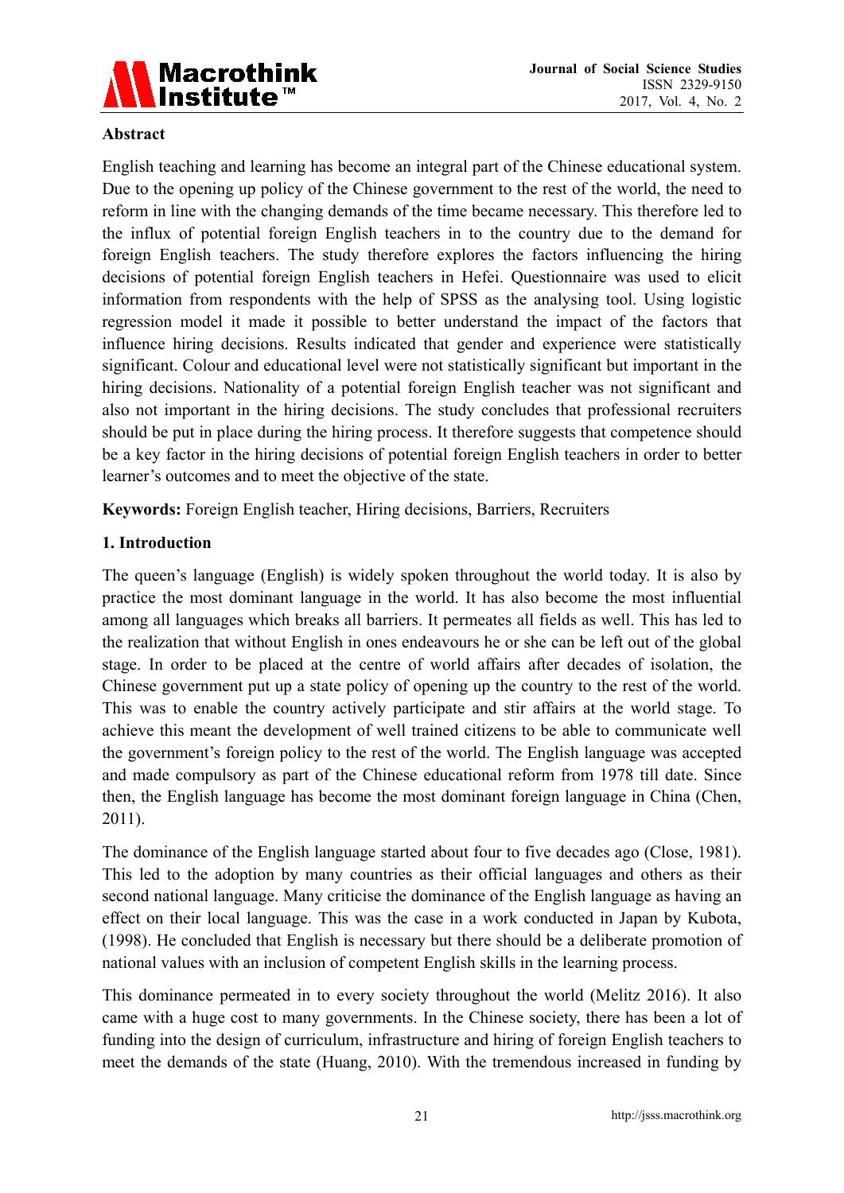**Abstract**

English teaching and learning has become an integral part of the Chinese educational system. Due to the opening up policy of the Chinese government to the rest of the world, the need to reform in line with the changing demands of the time became necessary. This therefore led to the influx of potential foreign English teachers in to the country due to the demand for foreign English teachers. The study therefore explores the factors influencing the hiring decisions of potential foreign English teachers in Hefei. Questionnaire was used to elicit information from respondents with the help of SPSS as the analysing tool. Using logistic regression model it made it possible to better understand the impact of the factors that influence hiring decisions. Results indicated that gender and experience were statistically significant. Colour and educational level were not statistically significant but important in the hiring decisions. Nationality of a potential foreign English teacher was not significant and also not important in the hiring decisions. The study concludes that professional recruiters should be put in place during the hiring process. It therefore suggests that competence should be a key factor in the hiring decisions of potential foreign English teachers in order to better learner's outcomes and to meet the objective of the state.

**Keywords:** Foreign English teacher, Hiring decisions, Barriers, Recruiters

## 1. Introduction

The queen's language (English) is widely spoken throughout the world today. It is also by practice the most dominant language in the world. It has also become the most influential among all languages which breaks all barriers. It permeates all fields as well. This has led to the realization that without English in ones endeavours he or she can be left out of the global stage. In order to be placed at the centre of world affairs after decades of isolation, the Chinese government put up a state policy of opening up the country to the rest of the world. This was to enable the country actively participate and stir affairs at the world stage. To achieve this meant the development of well trained citizens to be able to communicate well the government's foreign policy to the rest of the world. The English language was accepted and made compulsory as part of the Chinese educational reform from 1978 till date. Since then, the English language has become the most dominant foreign language in China (Chen, 2011).

The dominance of the English language started about four to five decades ago (Close, 1981). This led to the adoption by many countries as their official languages and others as their second national language. Many criticise the dominance of the English language as having an effect on their local language. This was the case in a work conducted in Japan by Kubota, (1998). He concluded that English is necessary but there should be a deliberate promotion of national values with an inclusion of competent English skills in the learning process.

This dominance permeated in to every society throughout the world (Melitz 2016). It also came with a huge cost to many governments. In the Chinese society, there has been a lot of funding into the design of curriculum, infrastructure and hiring of foreign English teachers to meet the demands of the state (Huang, 2010). With the tremendous increased in funding by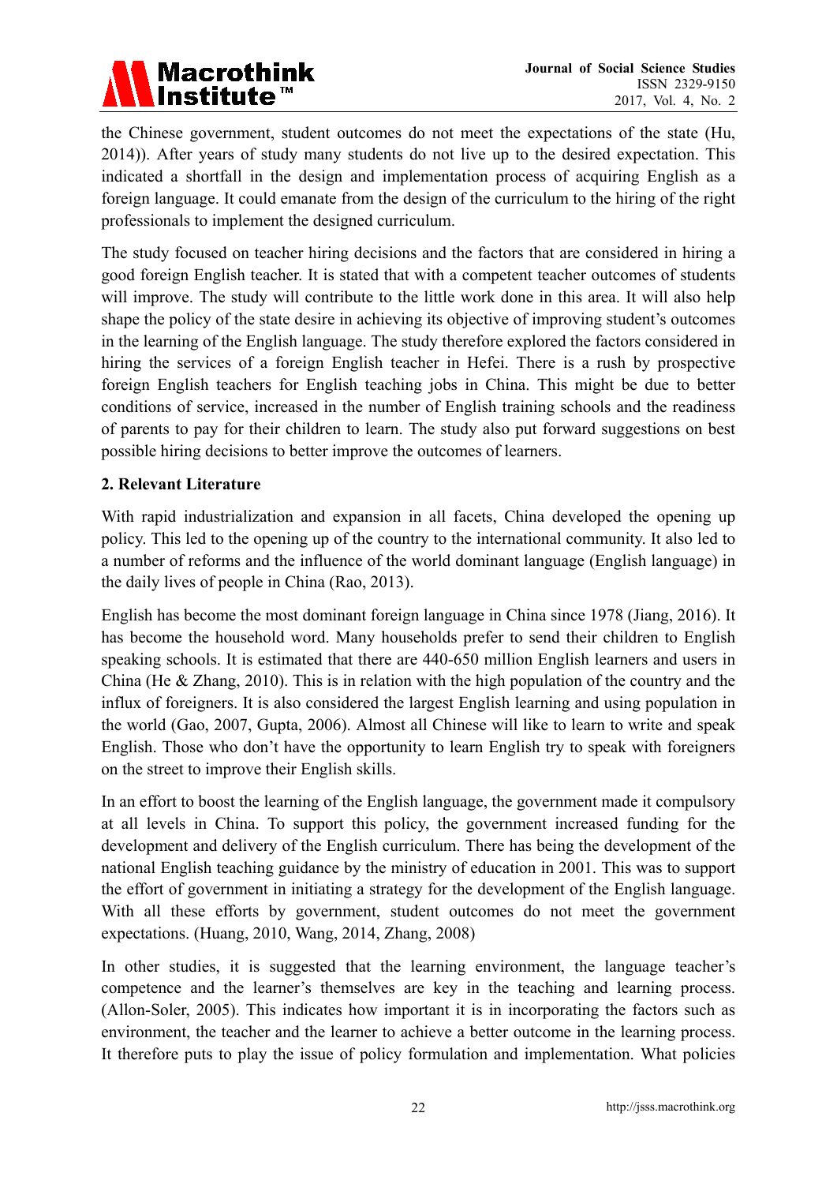the Chinese government, student outcomes do not meet the expectations of the state (Hu, 2014)). After years of study many students do not live up to the desired expectation. This indicated a shortfall in the design and implementation process of acquiring English as a foreign language. It could emanate from the design of the curriculum to the hiring of the right professionals to implement the designed curriculum.

The study focused on teacher hiring decisions and the factors that are considered in hiring a good foreign English teacher. It is stated that with a competent teacher outcomes of students will improve. The study will contribute to the little work done in this area. It will also help shape the policy of the state desire in achieving its objective of improving student's outcomes in the learning of the English language. The study therefore explored the factors considered in hiring the services of a foreign English teacher in Hefei. There is a rush by prospective foreign English teachers for English teaching jobs in China. This might be due to better conditions of service, increased in the number of English training schools and the readiness of parents to pay for their children to learn. The study also put forward suggestions on best possible hiring decisions to better improve the outcomes of learners.

## 2. Relevant Literature

With rapid industrialization and expansion in all facets, China developed the opening up policy. This led to the opening up of the country to the international community. It also led to a number of reforms and the influence of the world dominant language (English language) in the daily lives of people in China (Rao, 2013).

English has become the most dominant foreign language in China since 1978 (Jiang, 2016). It has become the household word. Many households prefer to send their children to English speaking schools. It is estimated that there are 440-650 million English learners and users in China (He & Zhang, 2010). This is in relation with the high population of the country and the influx of foreigners. It is also considered the largest English learning and using population in the world (Gao, 2007, Gupta, 2006). Almost all Chinese will like to learn to write and speak English. Those who don't have the opportunity to learn English try to speak with foreigners on the street to improve their English skills.

In an effort to boost the learning of the English language, the government made it compulsory at all levels in China. To support this policy, the government increased funding for the development and delivery of the English curriculum. There has being the development of the national English teaching guidance by the ministry of education in 2001. This was to support the effort of government in initiating a strategy for the development of the English language. With all these efforts by government, student outcomes do not meet the government expectations. (Huang, 2010, Wang, 2014, Zhang, 2008)

In other studies, it is suggested that the learning environment, the language teacher's competence and the learner's themselves are key in the teaching and learning process. (Allon-Soler, 2005). This indicates how important it is in incorporating the factors such as environment, the teacher and the learner to achieve a better outcome in the learning process. It therefore puts to play the issue of policy formulation and implementation. What policies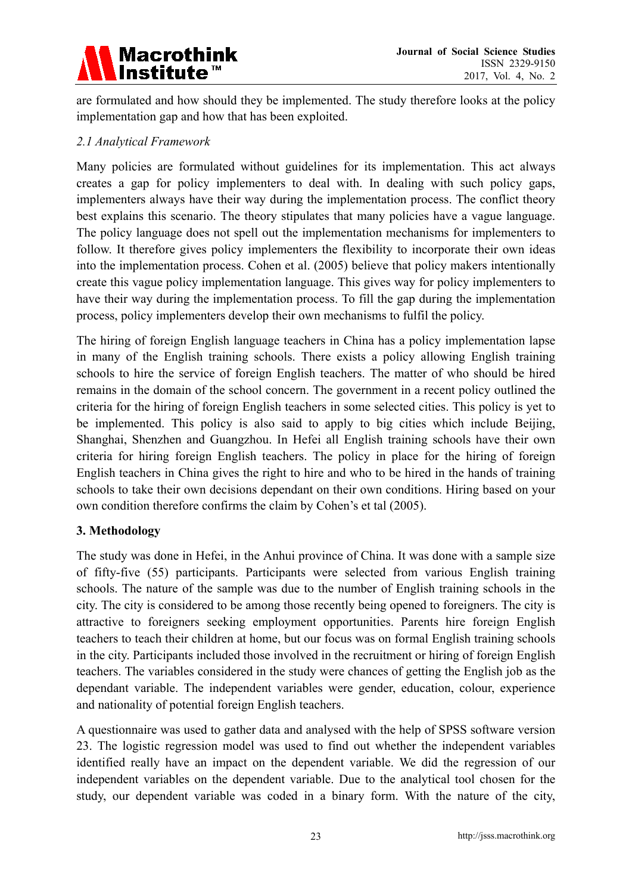are formulated and how should they be implemented. The study therefore looks at the policy implementation gap and how that has been exploited.

### *2.1 Analytical Framework*

Many policies are formulated without guidelines for its implementation. This act always creates a gap for policy implementers to deal with. In dealing with such policy gaps, implementers always have their way during the implementation process. The conflict theory best explains this scenario. The theory stipulates that many policies have a vague language. The policy language does not spell out the implementation mechanisms for implementers to follow. It therefore gives policy implementers the flexibility to incorporate their own ideas into the implementation process. Cohen et al. (2005) believe that policy makers intentionally create this vague policy implementation language. This gives way for policy implementers to have their way during the implementation process. To fill the gap during the implementation process, policy implementers develop their own mechanisms to fulfil the policy.

The hiring of foreign English language teachers in China has a policy implementation lapse in many of the English training schools. There exists a policy allowing English training schools to hire the service of foreign English teachers. The matter of who should be hired remains in the domain of the school concern. The government in a recent policy outlined the criteria for the hiring of foreign English teachers in some selected cities. This policy is yet to be implemented. This policy is also said to apply to big cities which include Beijing, Shanghai, Shenzhen and Guangzhou. In Hefei all English training schools have their own criteria for hiring foreign English teachers. The policy in place for the hiring of foreign English teachers in China gives the right to hire and who to be hired in the hands of training schools to take their own decisions dependant on their own conditions. Hiring based on your own condition therefore confirms the claim by Cohen's et tal (2005).

## 3. Methodology

The study was done in Hefei, in the Anhui province of China. It was done with a sample size of fifty-five (55) participants. Participants were selected from various English training schools. The nature of the sample was due to the number of English training schools in the city. The city is considered to be among those recently being opened to foreigners. The city is attractive to foreigners seeking employment opportunities. Parents hire foreign English teachers to teach their children at home, but our focus was on formal English training schools in the city. Participants included those involved in the recruitment or hiring of foreign English teachers. The variables considered in the study were chances of getting the English job as the dependant variable. The independent variables were gender, education, colour, experience and nationality of potential foreign English teachers.

A questionnaire was used to gather data and analysed with the help of SPSS software version 23. The logistic regression model was used to find out whether the independent variables identified really have an impact on the dependent variable. We did the regression of our independent variables on the dependent variable. Due to the analytical tool chosen for the study, our dependent variable was coded in a binary form. With the nature of the city,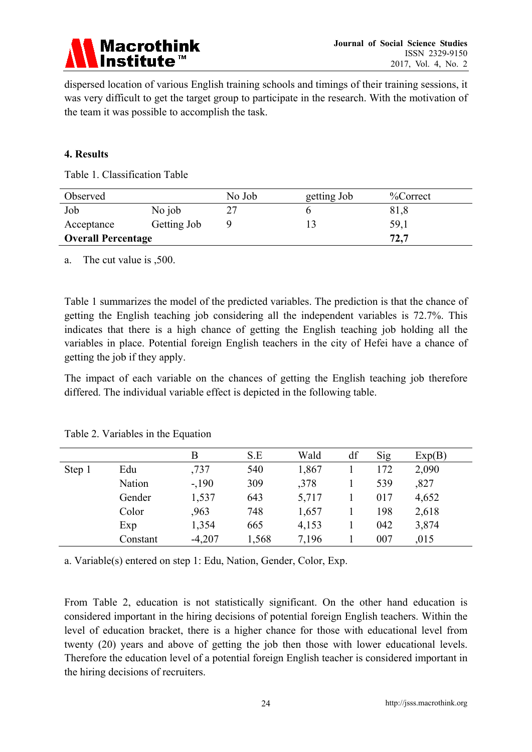dispersed location of various English training schools and timings of their training sessions, it was very difficult to get the target group to participate in the research. With the motivation of the team it was possible to accomplish the task.

## 4. Results

Table 1. Classification Table

| Observed | | No Job | getting Job | %Correct |
|---|---|---|---|---|
| Job | No job | 27 | 6 | 81,8 |
| Acceptance | Getting Job | 9 | 13 | 59,1 |
| **Overall Percentage** | | | | **72,7** |

a. The cut value is ,500.

Table 1 summarizes the model of the predicted variables. The prediction is that the chance of getting the English teaching job considering all the independent variables is 72.7%. This indicates that there is a high chance of getting the English teaching job holding all the variables in place. Potential foreign English teachers in the city of Hefei have a chance of getting the job if they apply.

The impact of each variable on the chances of getting the English teaching job therefore differed. The individual variable effect is depicted in the following table.

Table 2. Variables in the Equation

| | | B | S.E | Wald | df | Sig | Exp(B) |
|---|---|---|---|---|---|---|---|
| Step 1 | Edu | ,737 | 540 | 1,867 | 1 | 172 | 2,090 |
| | Nation | -,190 | 309 | ,378 | 1 | 539 | ,827 |
| | Gender | 1,537 | 643 | 5,717 | 1 | 017 | 4,652 |
| | Color | ,963 | 748 | 1,657 | 1 | 198 | 2,618 |
| | Exp | 1,354 | 665 | 4,153 | 1 | 042 | 3,874 |
| | Constant | -4,207 | 1,568 | 7,196 | 1 | 007 | ,015 |

a. Variable(s) entered on step 1: Edu, Nation, Gender, Color, Exp.

From Table 2, education is not statistically significant. On the other hand education is considered important in the hiring decisions of potential foreign English teachers. Within the level of education bracket, there is a higher chance for those with educational level from twenty (20) years and above of getting the job then those with lower educational levels. Therefore the education level of a potential foreign English teacher is considered important in the hiring decisions of recruiters.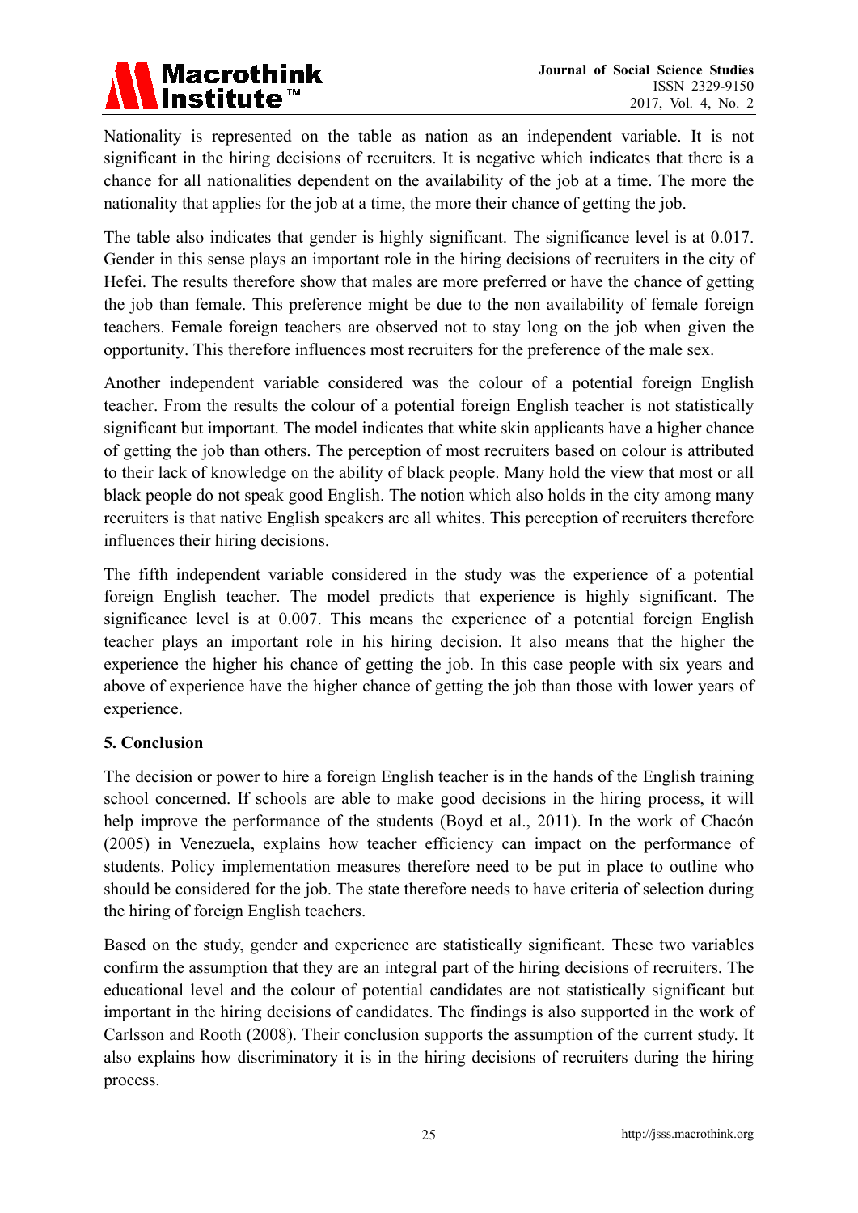Nationality is represented on the table as nation as an independent variable. It is not significant in the hiring decisions of recruiters. It is negative which indicates that there is a chance for all nationalities dependent on the availability of the job at a time. The more the nationality that applies for the job at a time, the more their chance of getting the job.

The table also indicates that gender is highly significant. The significance level is at 0.017. Gender in this sense plays an important role in the hiring decisions of recruiters in the city of Hefei. The results therefore show that males are more preferred or have the chance of getting the job than female. This preference might be due to the non availability of female foreign teachers. Female foreign teachers are observed not to stay long on the job when given the opportunity. This therefore influences most recruiters for the preference of the male sex.

Another independent variable considered was the colour of a potential foreign English teacher. From the results the colour of a potential foreign English teacher is not statistically significant but important. The model indicates that white skin applicants have a higher chance of getting the job than others. The perception of most recruiters based on colour is attributed to their lack of knowledge on the ability of black people. Many hold the view that most or all black people do not speak good English. The notion which also holds in the city among many recruiters is that native English speakers are all whites. This perception of recruiters therefore influences their hiring decisions.

The fifth independent variable considered in the study was the experience of a potential foreign English teacher. The model predicts that experience is highly significant. The significance level is at 0.007. This means the experience of a potential foreign English teacher plays an important role in his hiring decision. It also means that the higher the experience the higher his chance of getting the job. In this case people with six years and above of experience have the higher chance of getting the job than those with lower years of experience.

## 5. Conclusion

The decision or power to hire a foreign English teacher is in the hands of the English training school concerned. If schools are able to make good decisions in the hiring process, it will help improve the performance of the students (Boyd et al., 2011). In the work of Chacón (2005) in Venezuela, explains how teacher efficiency can impact on the performance of students. Policy implementation measures therefore need to be put in place to outline who should be considered for the job. The state therefore needs to have criteria of selection during the hiring of foreign English teachers.

Based on the study, gender and experience are statistically significant. These two variables confirm the assumption that they are an integral part of the hiring decisions of recruiters. The educational level and the colour of potential candidates are not statistically significant but important in the hiring decisions of candidates. The findings is also supported in the work of Carlsson and Rooth (2008). Their conclusion supports the assumption of the current study. It also explains how discriminatory it is in the hiring decisions of recruiters during the hiring process.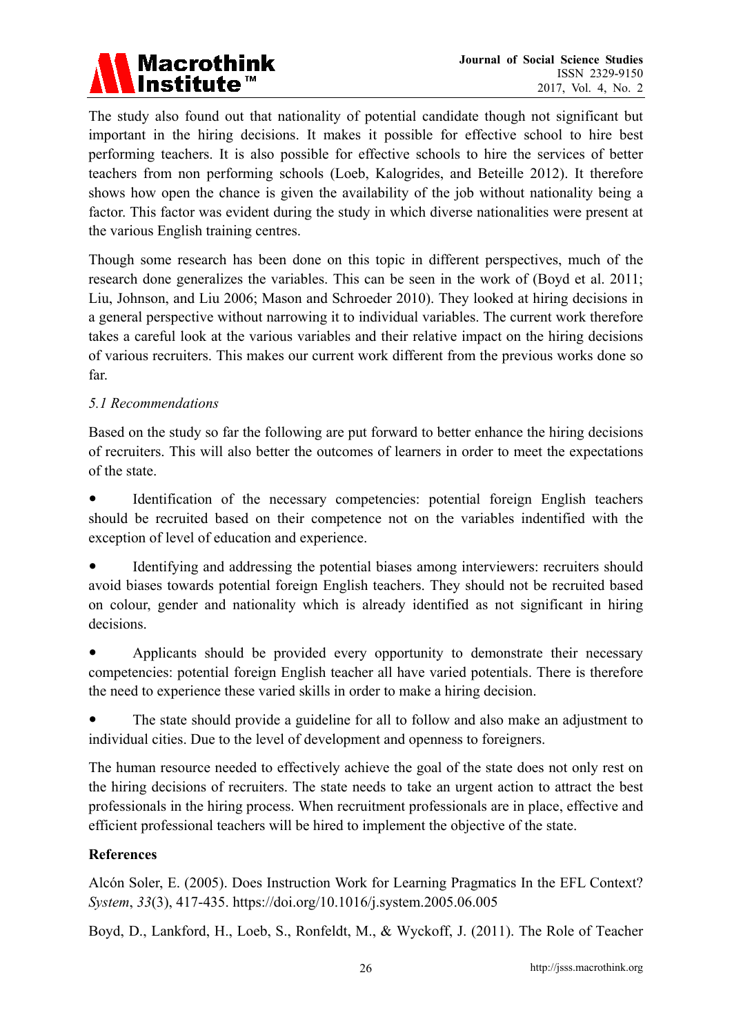The study also found out that nationality of potential candidate though not significant but important in the hiring decisions. It makes it possible for effective school to hire best performing teachers. It is also possible for effective schools to hire the services of better teachers from non performing schools (Loeb, Kalogrides, and Beteille 2012). It therefore shows how open the chance is given the availability of the job without nationality being a factor. This factor was evident during the study in which diverse nationalities were present at the various English training centres.

Though some research has been done on this topic in different perspectives, much of the research done generalizes the variables. This can be seen in the work of (Boyd et al. 2011; Liu, Johnson, and Liu 2006; Mason and Schroeder 2010). They looked at hiring decisions in a general perspective without narrowing it to individual variables. The current work therefore takes a careful look at the various variables and their relative impact on the hiring decisions of various recruiters. This makes our current work different from the previous works done so far.

### *5.1 Recommendations*

Based on the study so far the following are put forward to better enhance the hiring decisions of recruiters. This will also better the outcomes of learners in order to meet the expectations of the state.

- Identification of the necessary competencies: potential foreign English teachers should be recruited based on their competence not on the variables indentified with the exception of level of education and experience.

- Identifying and addressing the potential biases among interviewers: recruiters should avoid biases towards potential foreign English teachers. They should not be recruited based on colour, gender and nationality which is already identified as not significant in hiring decisions.

- Applicants should be provided every opportunity to demonstrate their necessary competencies: potential foreign English teacher all have varied potentials. There is therefore the need to experience these varied skills in order to make a hiring decision.

- The state should provide a guideline for all to follow and also make an adjustment to individual cities. Due to the level of development and openness to foreigners.

The human resource needed to effectively achieve the goal of the state does not only rest on the hiring decisions of recruiters. The state needs to take an urgent action to attract the best professionals in the hiring process. When recruitment professionals are in place, effective and efficient professional teachers will be hired to implement the objective of the state.

## References

Alcón Soler, E. (2005). Does Instruction Work for Learning Pragmatics In the EFL Context? *System*, *33*(3), 417-435. https://doi.org/10.1016/j.system.2005.06.005

Boyd, D., Lankford, H., Loeb, S., Ronfeldt, M., & Wyckoff, J. (2011). The Role of Teacher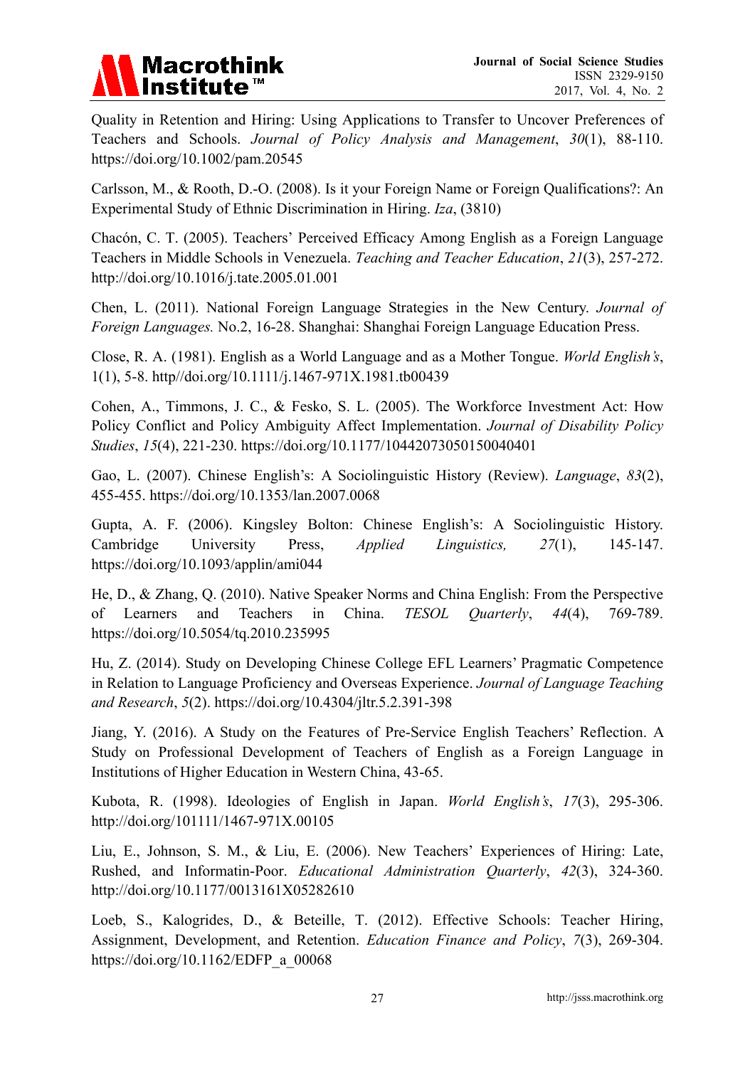Quality in Retention and Hiring: Using Applications to Transfer to Uncover Preferences of Teachers and Schools. *Journal of Policy Analysis and Management*, *30*(1), 88-110. https://doi.org/10.1002/pam.20545

Carlsson, M., & Rooth, D.-O. (2008). Is it your Foreign Name or Foreign Qualifications?: An Experimental Study of Ethnic Discrimination in Hiring. *Iza*, (3810)

Chacón, C. T. (2005). Teachers' Perceived Efficacy Among English as a Foreign Language Teachers in Middle Schools in Venezuela. *Teaching and Teacher Education*, *21*(3), 257-272. http://doi.org/10.1016/j.tate.2005.01.001

Chen, L. (2011). National Foreign Language Strategies in the New Century. *Journal of Foreign Languages.* No.2, 16-28. Shanghai: Shanghai Foreign Language Education Press.

Close, R. A. (1981). English as a World Language and as a Mother Tongue. *World English's*, 1(1), 5-8. http//doi.org/10.1111/j.1467-971X.1981.tb00439

Cohen, A., Timmons, J. C., & Fesko, S. L. (2005). The Workforce Investment Act: How Policy Conflict and Policy Ambiguity Affect Implementation. *Journal of Disability Policy Studies*, *15*(4), 221-230. https://doi.org/10.1177/10442073050150040401

Gao, L. (2007). Chinese English's: A Sociolinguistic History (Review). *Language*, *83*(2), 455-455. https://doi.org/10.1353/lan.2007.0068

Gupta, A. F. (2006). Kingsley Bolton: Chinese English's: A Sociolinguistic History. Cambridge University Press, *Applied Linguistics,* *27*(1), 145-147. https://doi.org/10.1093/applin/ami044

He, D., & Zhang, Q. (2010). Native Speaker Norms and China English: From the Perspective of Learners and Teachers in China. *TESOL Quarterly*, *44*(4), 769-789. https://doi.org/10.5054/tq.2010.235995

Hu, Z. (2014). Study on Developing Chinese College EFL Learners' Pragmatic Competence in Relation to Language Proficiency and Overseas Experience. *Journal of Language Teaching and Research*, *5*(2). https://doi.org/10.4304/jltr.5.2.391-398

Jiang, Y. (2016). A Study on the Features of Pre-Service English Teachers' Reflection. A Study on Professional Development of Teachers of English as a Foreign Language in Institutions of Higher Education in Western China, 43-65.

Kubota, R. (1998). Ideologies of English in Japan. *World English's*, *17*(3), 295-306. http://doi.org/101111/1467-971X.00105

Liu, E., Johnson, S. M., & Liu, E. (2006). New Teachers' Experiences of Hiring: Late, Rushed, and Informatin-Poor. *Educational Administration Quarterly*, *42*(3), 324-360. http://doi.org/10.1177/0013161X05282610

Loeb, S., Kalogrides, D., & Beteille, T. (2012). Effective Schools: Teacher Hiring, Assignment, Development, and Retention. *Education Finance and Policy*, *7*(3), 269-304. https://doi.org/10.1162/EDFP_a_00068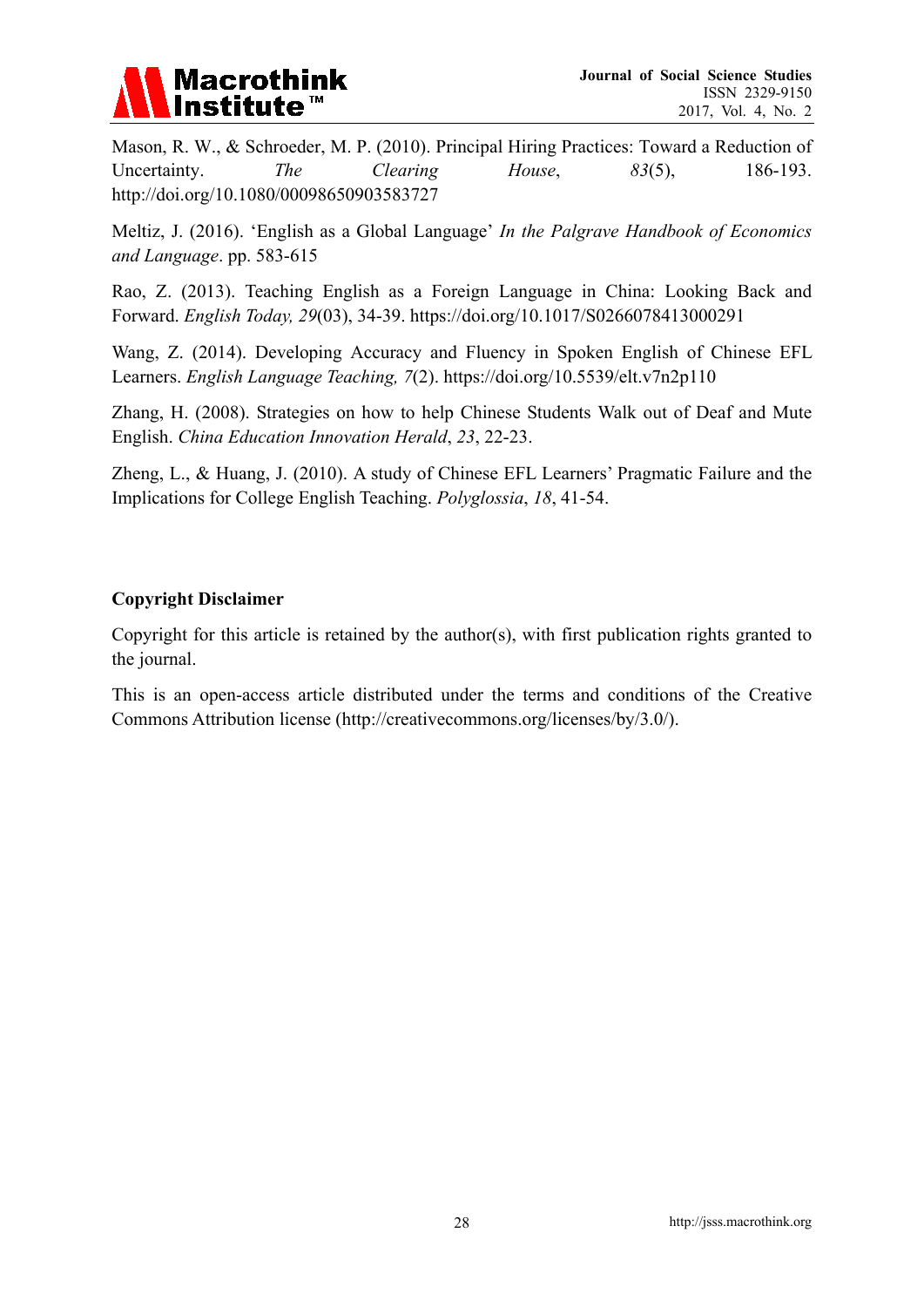Mason, R. W., & Schroeder, M. P. (2010). Principal Hiring Practices: Toward a Reduction of Uncertainty. *The Clearing House*, *83*(5), 186-193. http://doi.org/10.1080/00098650903583727

Meltiz, J. (2016). 'English as a Global Language' *In the Palgrave Handbook of Economics and Language*. pp. 583-615

Rao, Z. (2013). Teaching English as a Foreign Language in China: Looking Back and Forward. *English Today, 29*(03), 34-39. https://doi.org/10.1017/S0266078413000291

Wang, Z. (2014). Developing Accuracy and Fluency in Spoken English of Chinese EFL Learners. *English Language Teaching, 7*(2). https://doi.org/10.5539/elt.v7n2p110

Zhang, H. (2008). Strategies on how to help Chinese Students Walk out of Deaf and Mute English. *China Education Innovation Herald*, *23*, 22-23.

Zheng, L., & Huang, J. (2010). A study of Chinese EFL Learners' Pragmatic Failure and the Implications for College English Teaching. *Polyglossia*, *18*, 41-54.

**Copyright Disclaimer**

Copyright for this article is retained by the author(s), with first publication rights granted to the journal.

This is an open-access article distributed under the terms and conditions of the Creative Commons Attribution license (http://creativecommons.org/licenses/by/3.0/).